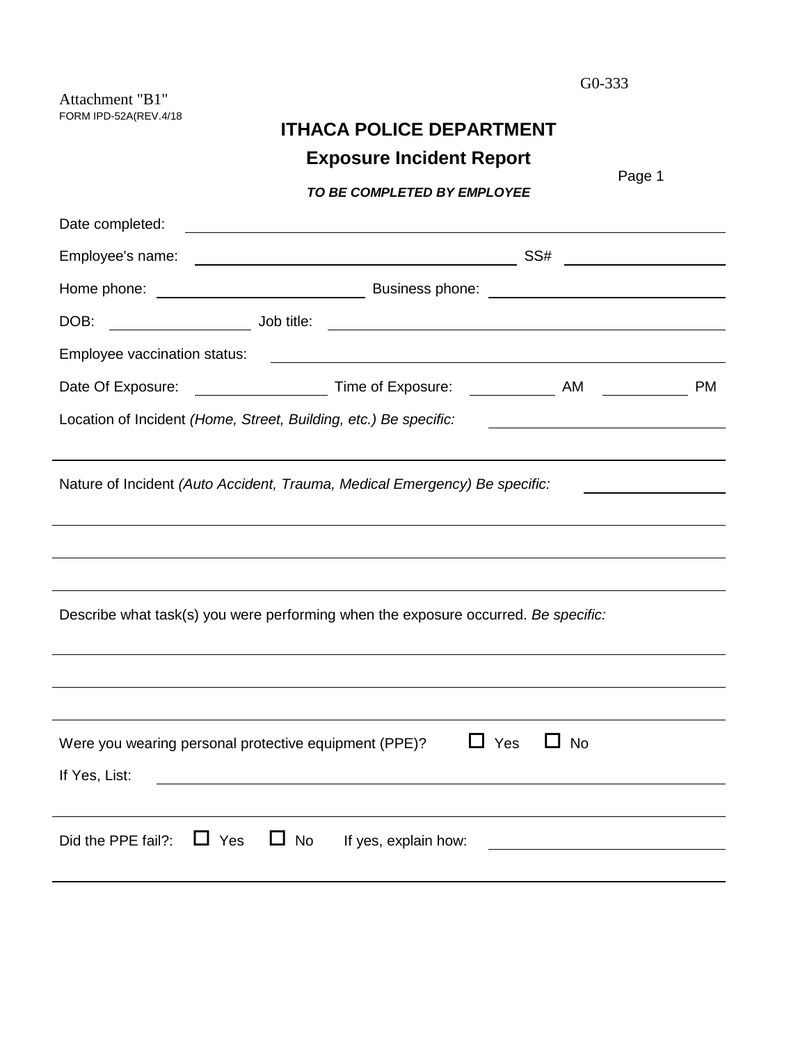G0-333

Attachment "B1"
FORM IPD-52A(REV.4/18

# ITHACA POLICE DEPARTMENT

## Exposure Incident Report

Page 1

***TO BE COMPLETED BY EMPLOYEE***

Date completed: ______________________________

Employee's name: ______________________________ SS# ______________

Home phone: ______________ Business phone: ______________

DOB: __________ Job title: ______________________________

Employee vaccination status: ______________________________

Date Of Exposure: __________ Time of Exposure: ________ AM ________ PM

Location of Incident *(Home, Street, Building, etc.) Be specific:* ______________________________

Nature of Incident *(Auto Accident, Trauma, Medical Emergency) Be specific:* ______________________________

Describe what task(s) you were performing when the exposure occurred. *Be specific:*

______________________________

Were you wearing personal protective equipment (PPE)? ☐ Yes ☐ No

If Yes, List: ______________________________

Did the PPE fail?: ☐ Yes ☐ No If yes, explain how: ______________________________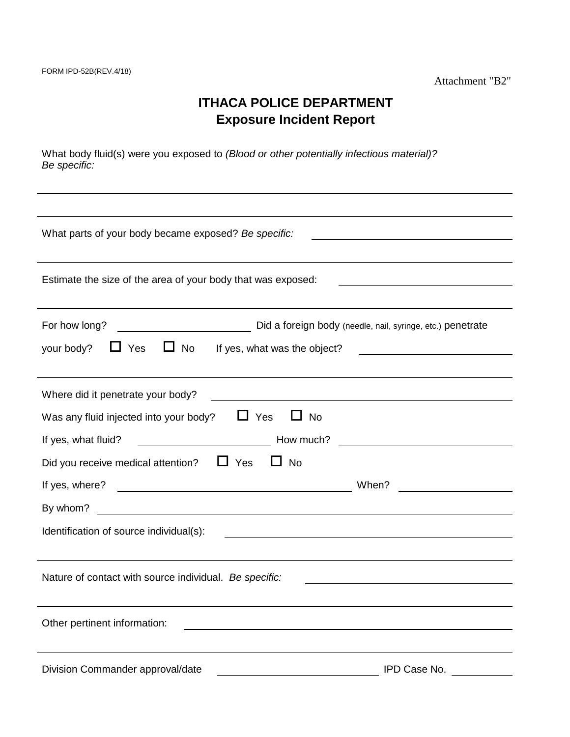FORM IPD-52B(REV.4/18)

Attachment "B2"

# ITHACA POLICE DEPARTMENT
## Exposure Incident Report

What body fluid(s) were you exposed to *(Blood or other potentially infectious material)? Be specific:*

______________________________________________

______________________________________________

What parts of your body became exposed? *Be specific:* ______________________________

______________________________________________

Estimate the size of the area of your body that was exposed: ______________________________

For how long? ____________________ Did a foreign body (needle, nail, syringe, etc.) penetrate your body? ☐ Yes ☐ No If yes, what was the object? ______________________________

______________________________________________

Where did it penetrate your body? ______________________________

Was any fluid injected into your body? ☐ Yes ☐ No

If yes, what fluid? ____________________ How much? ____________________

Did you receive medical attention? ☐ Yes ☐ No

If yes, where? ______________________________ When? ____________________

By whom? ______________________________

Identification of source individual(s): ______________________________

______________________________________________

Nature of contact with source individual. *Be specific:* ______________________________

______________________________________________

Other pertinent information: ______________________________

______________________________________________

Division Commander approval/date ______________________________ IPD Case No. __________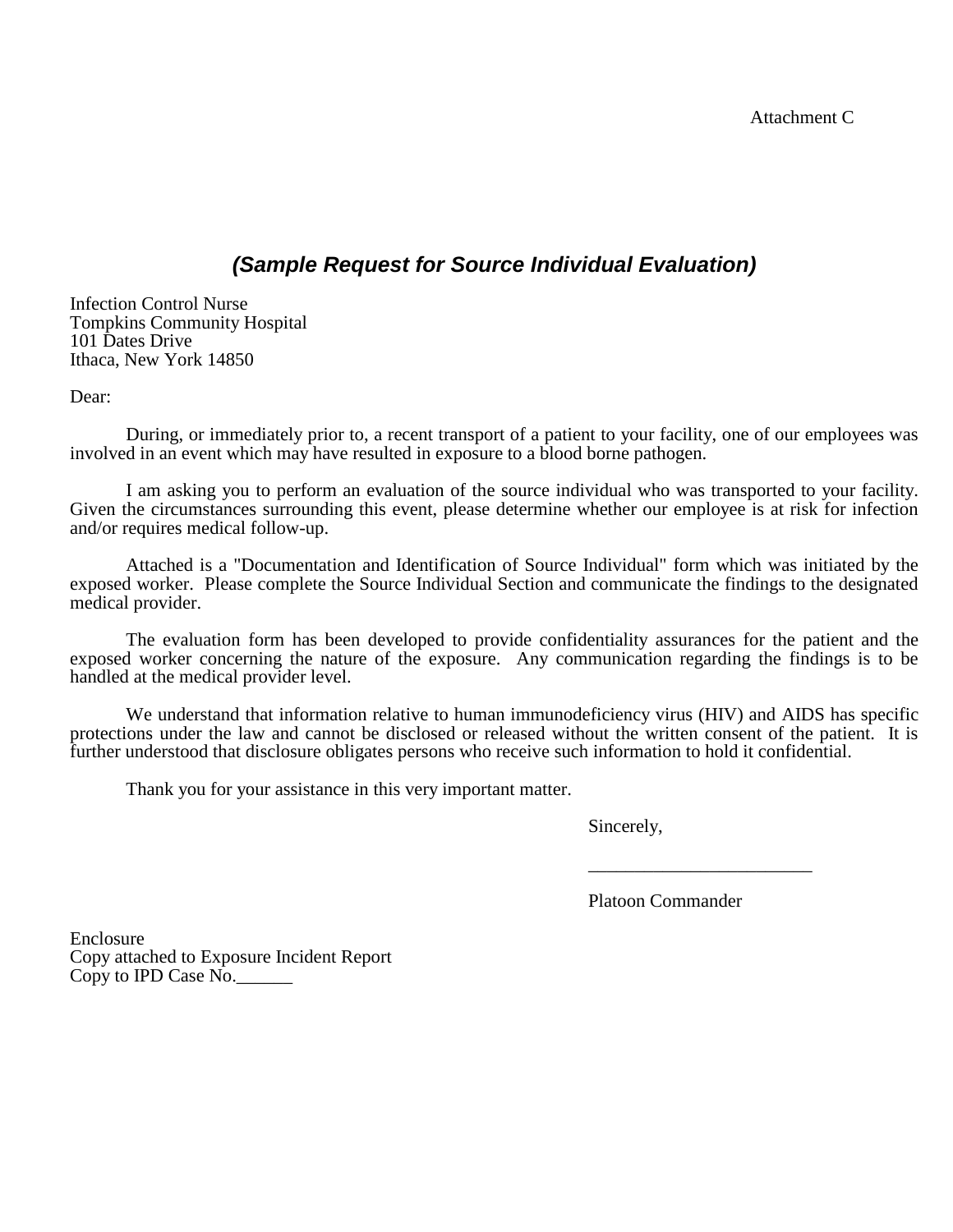Attachment C

## *(Sample Request for Source Individual Evaluation)*

Infection Control Nurse
Tompkins Community Hospital
101 Dates Drive
Ithaca, New York 14850

Dear:

During, or immediately prior to, a recent transport of a patient to your facility, one of our employees was involved in an event which may have resulted in exposure to a blood borne pathogen.

I am asking you to perform an evaluation of the source individual who was transported to your facility. Given the circumstances surrounding this event, please determine whether our employee is at risk for infection and/or requires medical follow-up.

Attached is a "Documentation and Identification of Source Individual" form which was initiated by the exposed worker. Please complete the Source Individual Section and communicate the findings to the designated medical provider.

The evaluation form has been developed to provide confidentiality assurances for the patient and the exposed worker concerning the nature of the exposure. Any communication regarding the findings is to be handled at the medical provider level.

We understand that information relative to human immunodeficiency virus (HIV) and AIDS has specific protections under the law and cannot be disclosed or released without the written consent of the patient. It is further understood that disclosure obligates persons who receive such information to hold it confidential.

Thank you for your assistance in this very important matter.

Sincerely,

________________________

Platoon Commander

Enclosure
Copy attached to Exposure Incident Report
Copy to IPD Case No.______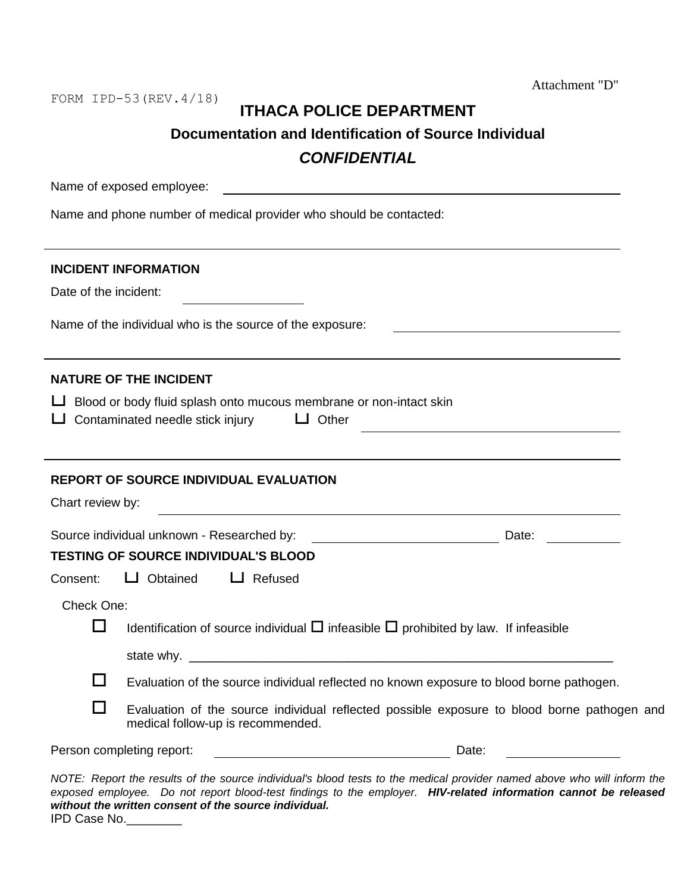Attachment "D"

FORM IPD-53(REV.4/18)

# ITHACA POLICE DEPARTMENT

## Documentation and Identification of Source Individual

## *CONFIDENTIAL*

Name of exposed employee: ______________________________

Name and phone number of medical provider who should be contacted:

---

**INCIDENT INFORMATION**

Date of the incident: ______________

Name of the individual who is the source of the exposure: ______________________

---

**NATURE OF THE INCIDENT**

☐ Blood or body fluid splash onto mucous membrane or non-intact skin

☐ Contaminated needle stick injury ☐ Other ______________________

---

**REPORT OF SOURCE INDIVIDUAL EVALUATION**

Chart review by: ______________________________

Source individual unknown - Researched by: ____________________ Date: ________

**TESTING OF SOURCE INDIVIDUAL'S BLOOD**

Consent: ☐ Obtained ☐ Refused

Check One:

- ☐ Identification of source individual ☐ infeasible ☐ prohibited by law. If infeasible state why. ___________________________________________________________
- ☐ Evaluation of the source individual reflected no known exposure to blood borne pathogen.
- ☐ Evaluation of the source individual reflected possible exposure to blood borne pathogen and medical follow-up is recommended.

Person completing report: ________________________ Date: ____________

*NOTE: Report the results of the source individual's blood tests to the medical provider named above who will inform the exposed employee. Do not report blood-test findings to the employer.* ***HIV-related information cannot be released without the written consent of the source individual.***

IPD Case No.________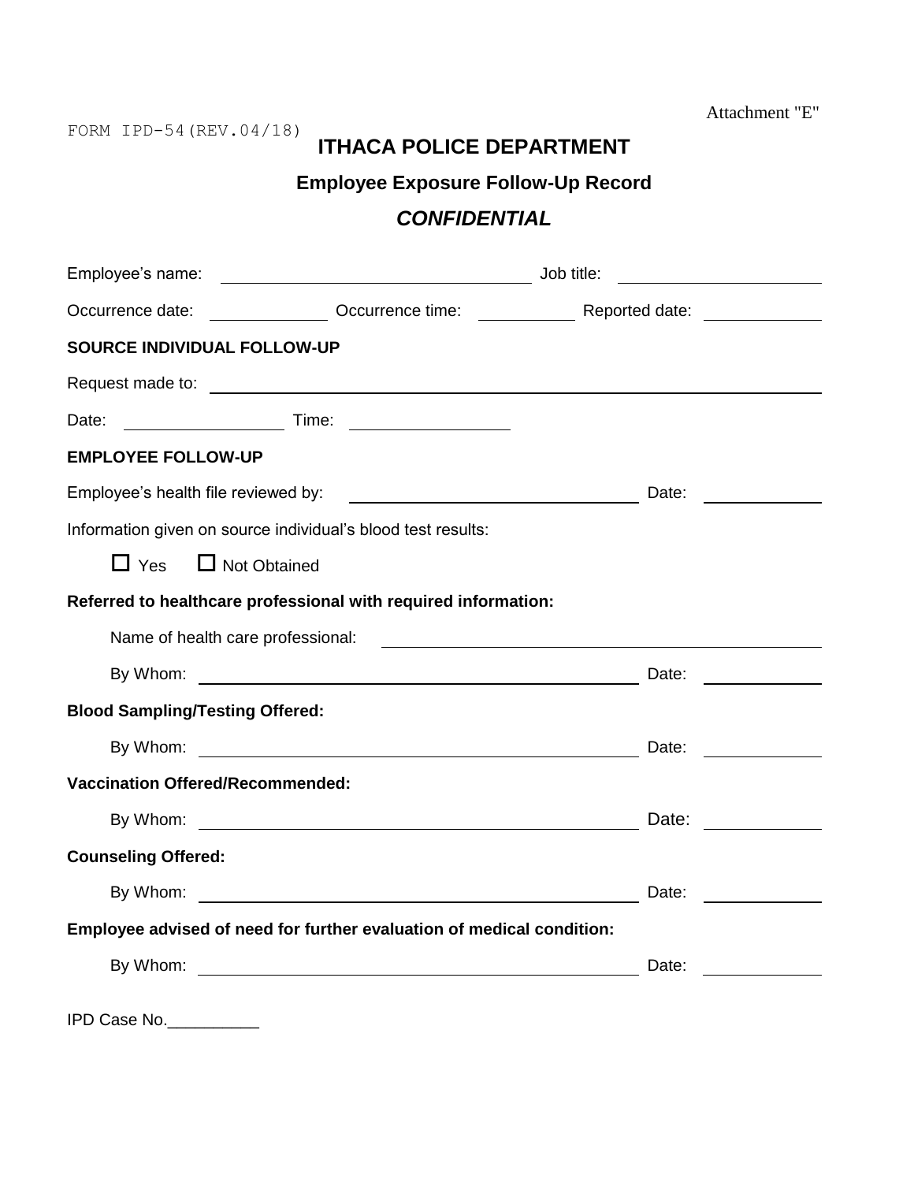Attachment "E"

FORM IPD-54(REV.04/18)

# ITHACA POLICE DEPARTMENT

## Employee Exposure Follow-Up Record

## *CONFIDENTIAL*

Employee's name: ______________________________ Job title: ____________________

Occurrence date: ____________ Occurrence time: __________ Reported date: ____________

**SOURCE INDIVIDUAL FOLLOW-UP**

Request made to: ______________________________________________________________

Date: ________________ Time: ________________

**EMPLOYEE FOLLOW-UP**

Employee's health file reviewed by: ______________________________ Date: ____________

Information given on source individual's blood test results:

☐ Yes ☐ Not Obtained

**Referred to healthcare professional with required information:**

Name of health care professional: ______________________________________________

By Whom: ______________________________________________ Date: ____________

**Blood Sampling/Testing Offered:**

By Whom: ______________________________________________ Date: ____________

**Vaccination Offered/Recommended:**

By Whom: ______________________________________________ Date: ____________

**Counseling Offered:**

By Whom: ______________________________________________ Date: ____________

**Employee advised of need for further evaluation of medical condition:**

By Whom: ______________________________________________ Date: ____________

IPD Case No.__________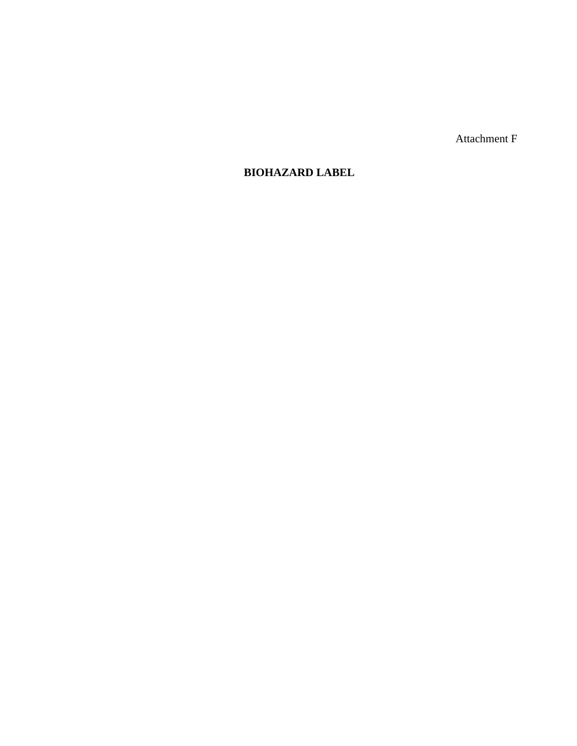Attachment F

**BIOHAZARD LABEL**